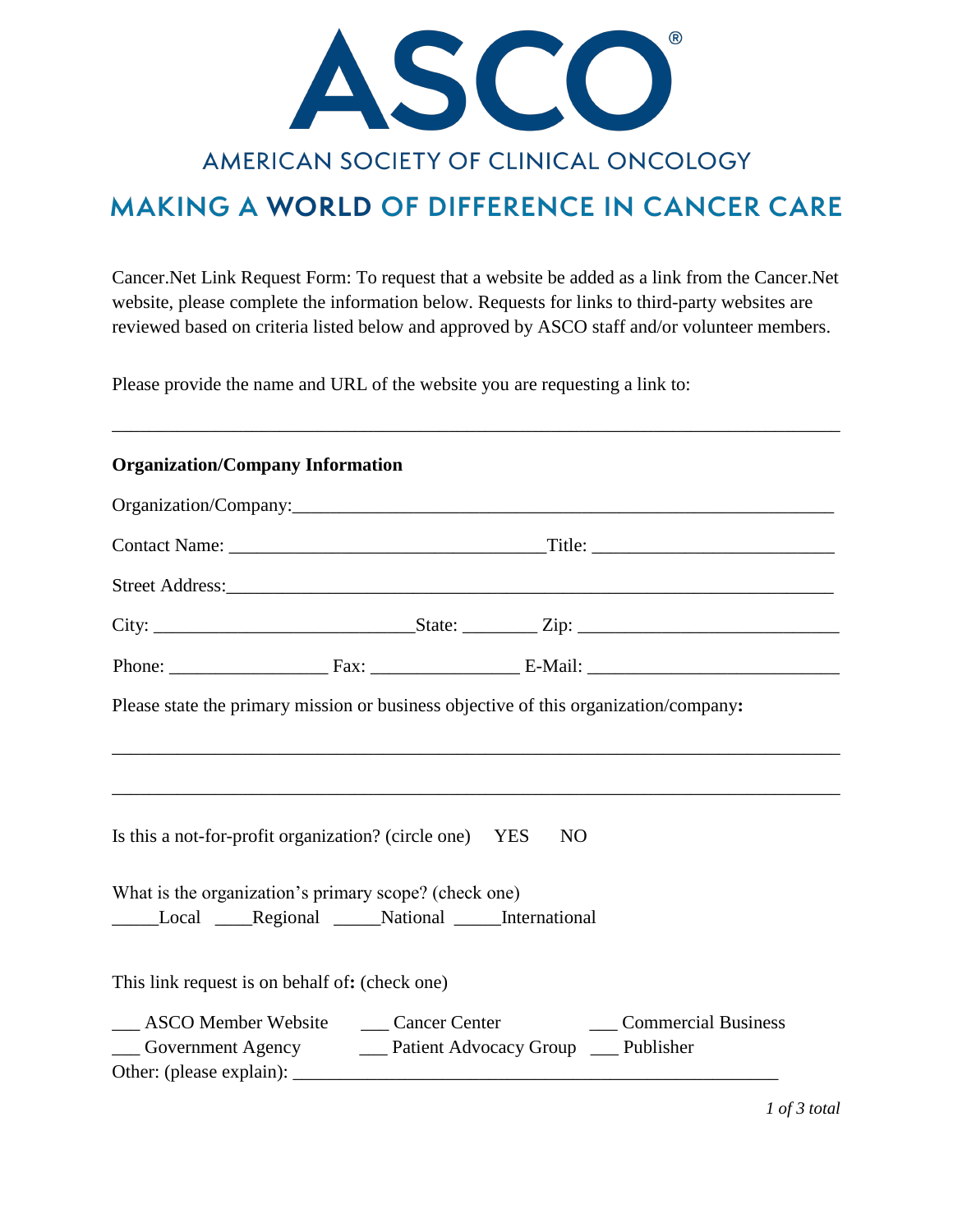# ASCO®

AMERICAN SOCIETY OF CLINICAL ONCOLOGY

MAKING A **WORLD** OF DIFFERENCE IN CANCER CARE

Cancer.Net Link Request Form: To request that a website be added as a link from the Cancer.Net website, please complete the information below. Requests for links to third-party websites are reviewed based on criteria listed below and approved by ASCO staff and/or volunteer members.

Please provide the name and URL of the website you are requesting a link to:

___________________________________________________________________________

**Organization/Company Information**

Organization/Company:_______________________________________________________

Contact Name: _________________________________Title: _________________________

Street Address:_____________________________________________________________

City: ___________________________State: ________ Zip: ___________________________

Phone: ________________ Fax: _______________ E-Mail: __________________________

Please state the primary mission or business objective of this organization/company**:**

___________________________________________________________________________

___________________________________________________________________________

Is this a not-for-profit organization? (circle one) YES NO

What is the organization's primary scope? (check one)

_____Local ____Regional _____National _____International

This link request is on behalf of**:** (check one)

___ ASCO Member Website ___ Cancer Center ___ Commercial Business
___ Government Agency ___ Patient Advocacy Group ___ Publisher
Other: (please explain): ___________________________________________________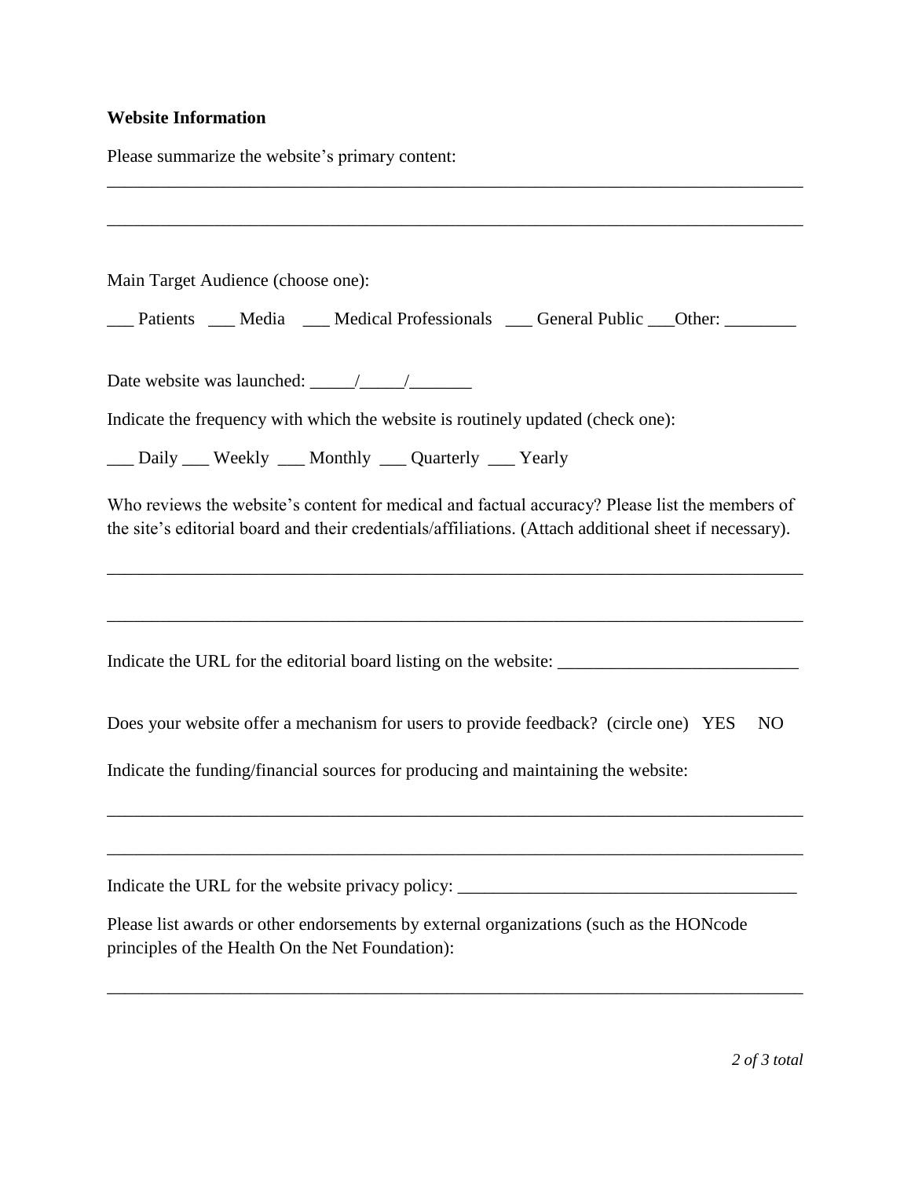**Website Information**

Please summarize the website's primary content:

________________________________________________________________________________

________________________________________________________________________________

Main Target Audience (choose one):

___ Patients ___ Media ___ Medical Professionals ___ General Public ___Other: ________

Date website was launched: _____/_____/_______

Indicate the frequency with which the website is routinely updated (check one):

___ Daily ___ Weekly ___ Monthly ___ Quarterly ___ Yearly

Who reviews the website's content for medical and factual accuracy? Please list the members of the site's editorial board and their credentials/affiliations. (Attach additional sheet if necessary).

________________________________________________________________________________

________________________________________________________________________________

Indicate the URL for the editorial board listing on the website: ___________________________

Does your website offer a mechanism for users to provide feedback? (circle one) YES NO

Indicate the funding/financial sources for producing and maintaining the website:

________________________________________________________________________________

________________________________________________________________________________

Indicate the URL for the website privacy policy: _______________________________________

Please list awards or other endorsements by external organizations (such as the HONcode principles of the Health On the Net Foundation):

________________________________________________________________________________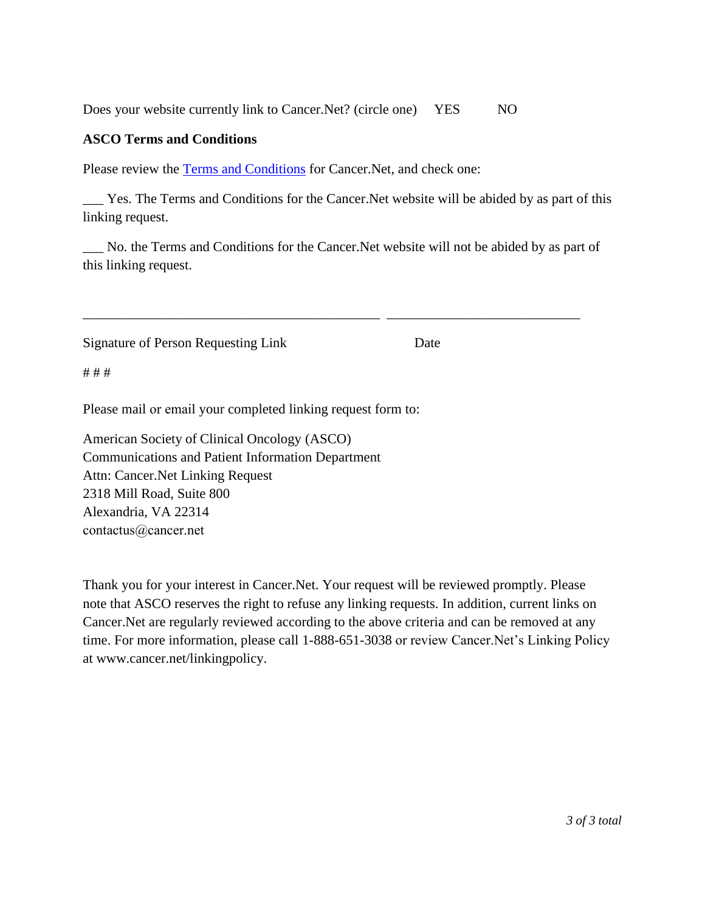Does your website currently link to Cancer.Net? (circle one) YES NO

**ASCO Terms and Conditions**

Please review the [Terms and Conditions](#) for Cancer.Net, and check one:

___ Yes. The Terms and Conditions for the Cancer.Net website will be abided by as part of this linking request.

___ No. the Terms and Conditions for the Cancer.Net website will not be abided by as part of this linking request.

____________________________________________ ____________________________

Signature of Person Requesting Link Date

# # #

Please mail or email your completed linking request form to:

American Society of Clinical Oncology (ASCO)
Communications and Patient Information Department
Attn: Cancer.Net Linking Request
2318 Mill Road, Suite 800
Alexandria, VA 22314
contactus@cancer.net

Thank you for your interest in Cancer.Net. Your request will be reviewed promptly. Please note that ASCO reserves the right to refuse any linking requests. In addition, current links on Cancer.Net are regularly reviewed according to the above criteria and can be removed at any time. For more information, please call 1-888-651-3038 or review Cancer.Net's Linking Policy at www.cancer.net/linkingpolicy.